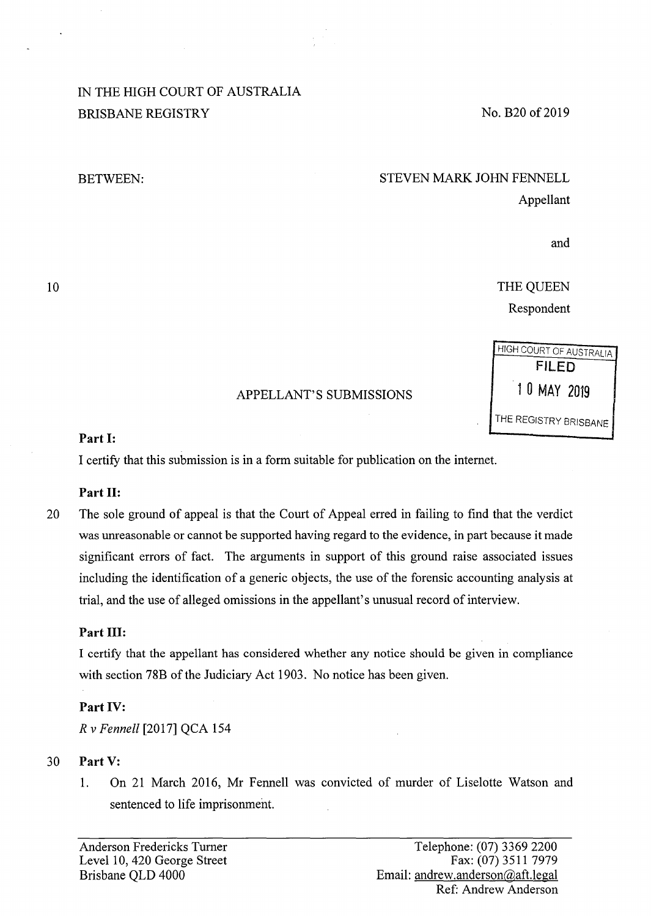IN THE HIGH COURT OF AUSTRALIA
BRISBANE REGISTRY

No. B20 of 2019

BETWEEN:

STEVEN MARK JOHN FENNELL
Appellant

and

THE QUEEN
Respondent

HIGH COURT OF AUSTRALIA
FILED
10 MAY 2019
THE REGISTRY BRISBANE

## APPELLANT'S SUBMISSIONS

### Part I:

I certify that this submission is in a form suitable for publication on the internet.

### Part II:

The sole ground of appeal is that the Court of Appeal erred in failing to find that the verdict was unreasonable or cannot be supported having regard to the evidence, in part because it made significant errors of fact. The arguments in support of this ground raise associated issues including the identification of a generic objects, the use of the forensic accounting analysis at trial, and the use of alleged omissions in the appellant's unusual record of interview.

### Part III:

I certify that the appellant has considered whether any notice should be given in compliance with section 78B of the Judiciary Act 1903. No notice has been given.

### Part IV:

*R v Fennell* [2017] QCA 154

### Part V:

1. On 21 March 2016, Mr Fennell was convicted of murder of Liselotte Watson and sentenced to life imprisonment.

Anderson Fredericks Turner
Level 10, 420 George Street
Brisbane QLD 4000

Telephone: (07) 3369 2200
Fax: (07) 3511 7979
Email: andrew.anderson@aft.legal
Ref: Andrew Anderson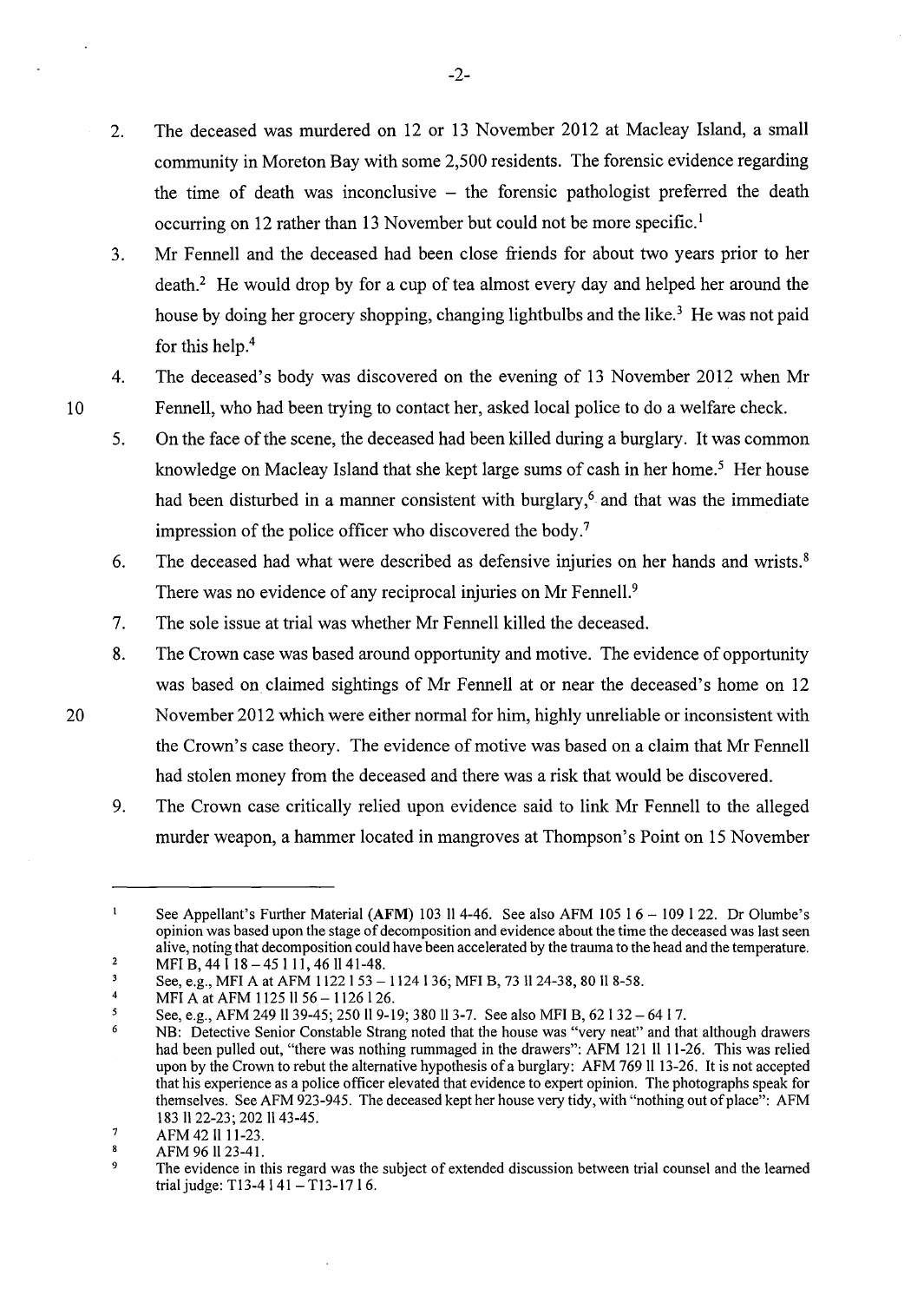2. The deceased was murdered on 12 or 13 November 2012 at Macleay Island, a small community in Moreton Bay with some 2,500 residents. The forensic evidence regarding the time of death was inconclusive – the forensic pathologist preferred the death occurring on 12 rather than 13 November but could not be more specific.[1]

3. Mr Fennell and the deceased had been close friends for about two years prior to her death.[2] He would drop by for a cup of tea almost every day and helped her around the house by doing her grocery shopping, changing lightbulbs and the like.[3] He was not paid for this help.[4]

4. The deceased's body was discovered on the evening of 13 November 2012 when Mr Fennell, who had been trying to contact her, asked local police to do a welfare check.

5. On the face of the scene, the deceased had been killed during a burglary. It was common knowledge on Macleay Island that she kept large sums of cash in her home.[5] Her house had been disturbed in a manner consistent with burglary,[6] and that was the immediate impression of the police officer who discovered the body.[7]

6. The deceased had what were described as defensive injuries on her hands and wrists.[8] There was no evidence of any reciprocal injuries on Mr Fennell.[9]

7. The sole issue at trial was whether Mr Fennell killed the deceased.

8. The Crown case was based around opportunity and motive. The evidence of opportunity was based on claimed sightings of Mr Fennell at or near the deceased's home on 12 November 2012 which were either normal for him, highly unreliable or inconsistent with the Crown's case theory. The evidence of motive was based on a claim that Mr Fennell had stolen money from the deceased and there was a risk that would be discovered.

9. The Crown case critically relied upon evidence said to link Mr Fennell to the alleged murder weapon, a hammer located in mangroves at Thompson's Point on 15 November

---

[1] See Appellant's Further Material (**AFM**) 103 ll 4-46. See also AFM 105 l 6 – 109 l 22. Dr Olumbe's opinion was based upon the stage of decomposition and evidence about the time the deceased was last seen alive, noting that decomposition could have been accelerated by the trauma to the head and the temperature.

[2] MFI B, 44 l 18 – 45 l 11, 46 ll 41-48.

[3] See, e.g., MFI A at AFM 1122 l 53 – 1124 l 36; MFI B, 73 ll 24-38, 80 ll 8-58.

[4] MFI A at AFM 1125 ll 56 – 1126 l 26.

[5] See, e.g., AFM 249 ll 39-45; 250 ll 9-19; 380 ll 3-7. See also MFI B, 62 l 32 – 64 l 7.

[6] NB: Detective Senior Constable Strang noted that the house was "very neat" and that although drawers had been pulled out, "there was nothing rummaged in the drawers": AFM 121 ll 11-26. This was relied upon by the Crown to rebut the alternative hypothesis of a burglary: AFM 769 ll 13-26. It is not accepted that his experience as a police officer elevated that evidence to expert opinion. The photographs speak for themselves. See AFM 923-945. The deceased kept her house very tidy, with "nothing out of place": AFM 183 ll 22-23; 202 ll 43-45.

[7] AFM 42 ll 11-23.

[8] AFM 96 ll 23-41.

[9] The evidence in this regard was the subject of extended discussion between trial counsel and the learned trial judge: T13-4 l 41 – T13-17 l 6.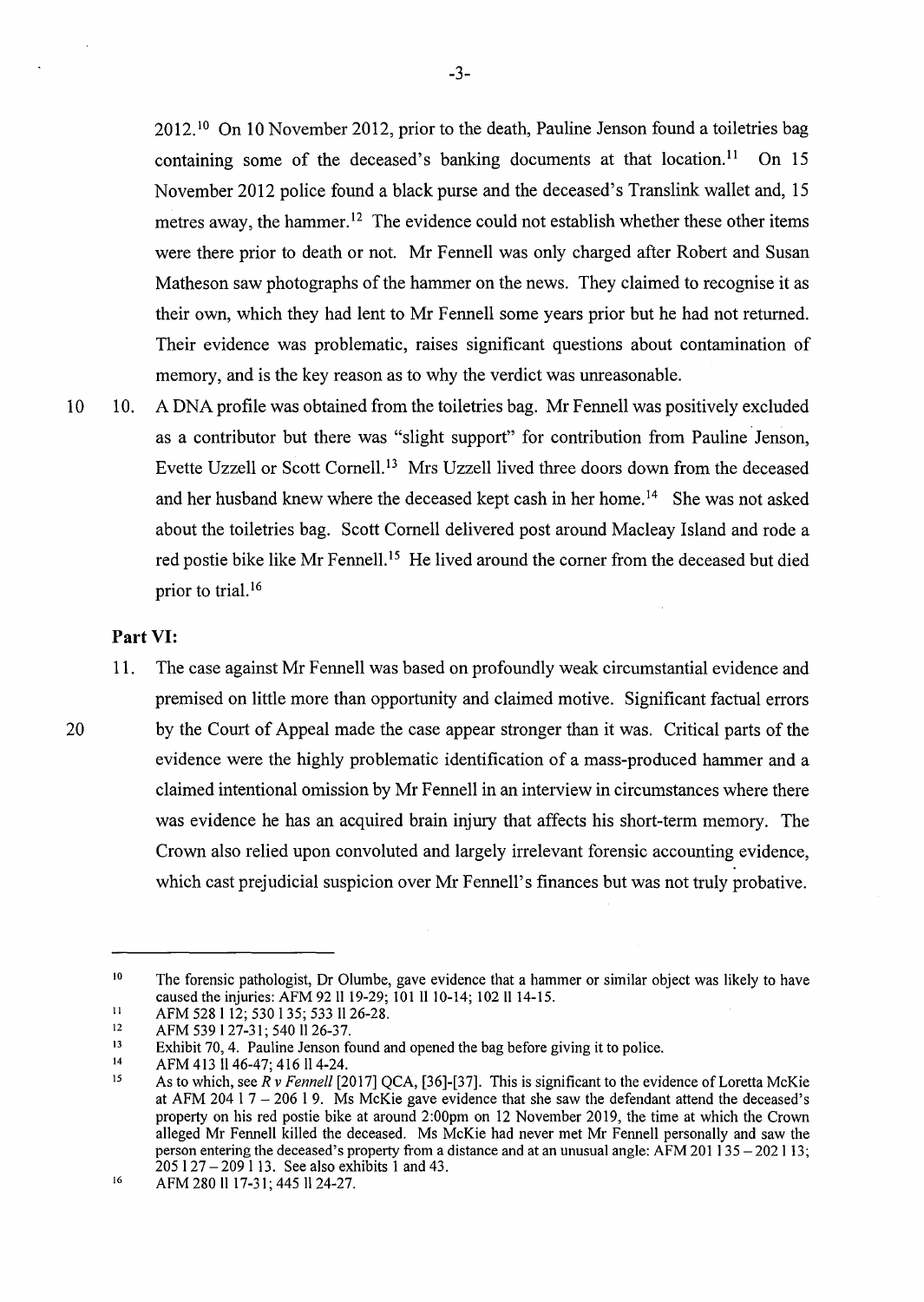2012.[10] On 10 November 2012, prior to the death, Pauline Jenson found a toiletries bag containing some of the deceased's banking documents at that location.[11] On 15 November 2012 police found a black purse and the deceased's Translink wallet and, 15 metres away, the hammer.[12] The evidence could not establish whether these other items were there prior to death or not. Mr Fennell was only charged after Robert and Susan Matheson saw photographs of the hammer on the news. They claimed to recognise it as their own, which they had lent to Mr Fennell some years prior but he had not returned. Their evidence was problematic, raises significant questions about contamination of memory, and is the key reason as to why the verdict was unreasonable.

10. A DNA profile was obtained from the toiletries bag. Mr Fennell was positively excluded as a contributor but there was "slight support" for contribution from Pauline Jenson, Evette Uzzell or Scott Cornell.[13] Mrs Uzzell lived three doors down from the deceased and her husband knew where the deceased kept cash in her home.[14] She was not asked about the toiletries bag. Scott Cornell delivered post around Macleay Island and rode a red postie bike like Mr Fennell.[15] He lived around the corner from the deceased but died prior to trial.[16]

## Part VI:

11. The case against Mr Fennell was based on profoundly weak circumstantial evidence and premised on little more than opportunity and claimed motive. Significant factual errors by the Court of Appeal made the case appear stronger than it was. Critical parts of the evidence were the highly problematic identification of a mass-produced hammer and a claimed intentional omission by Mr Fennell in an interview in circumstances where there was evidence he has an acquired brain injury that affects his short-term memory. The Crown also relied upon convoluted and largely irrelevant forensic accounting evidence, which cast prejudicial suspicion over Mr Fennell's finances but was not truly probative.

---

[10] The forensic pathologist, Dr Olumbe, gave evidence that a hammer or similar object was likely to have caused the injuries: AFM 92 ll 19-29; 101 ll 10-14; 102 ll 14-15.

[11] AFM 528 l 12; 530 l 35; 533 ll 26-28.

[12] AFM 539 l 27-31; 540 ll 26-37.

[13] Exhibit 70, 4. Pauline Jenson found and opened the bag before giving it to police.

[14] AFM 413 ll 46-47; 416 ll 4-24.

[15] As to which, see *R v Fennell* [2017] QCA, [36]-[37]. This is significant to the evidence of Loretta McKie at AFM 204 l 7 – 206 l 9. Ms McKie gave evidence that she saw the defendant attend the deceased's property on his red postie bike at around 2:00pm on 12 November 2019, the time at which the Crown alleged Mr Fennell killed the deceased. Ms McKie had never met Mr Fennell personally and saw the person entering the deceased's property from a distance and at an unusual angle: AFM 201 l 35 – 202 l 13; 205 l 27 – 209 l 13. See also exhibits 1 and 43.

[16] AFM 280 ll 17-31; 445 ll 24-27.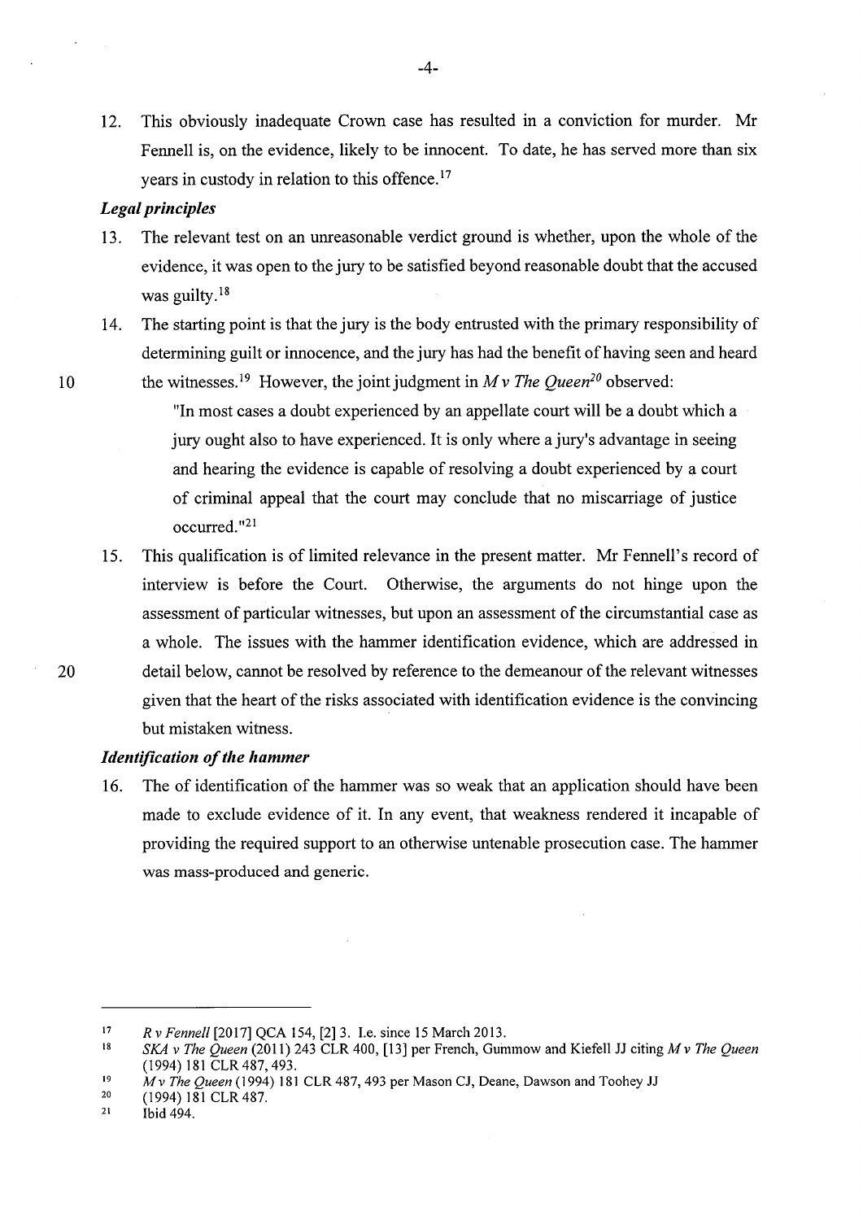12. This obviously inadequate Crown case has resulted in a conviction for murder. Mr Fennell is, on the evidence, likely to be innocent. To date, he has served more than six years in custody in relation to this offence.[17]

### *Legal principles*

13. The relevant test on an unreasonable verdict ground is whether, upon the whole of the evidence, it was open to the jury to be satisfied beyond reasonable doubt that the accused was guilty.[18]

14. The starting point is that the jury is the body entrusted with the primary responsibility of determining guilt or innocence, and the jury has had the benefit of having seen and heard the witnesses.[19] However, the joint judgment in *M v The Queen*[20] observed:

    "In most cases a doubt experienced by an appellate court will be a doubt which a jury ought also to have experienced. It is only where a jury's advantage in seeing and hearing the evidence is capable of resolving a doubt experienced by a court of criminal appeal that the court may conclude that no miscarriage of justice occurred."[21]

15. This qualification is of limited relevance in the present matter. Mr Fennell's record of interview is before the Court. Otherwise, the arguments do not hinge upon the assessment of particular witnesses, but upon an assessment of the circumstantial case as a whole. The issues with the hammer identification evidence, which are addressed in detail below, cannot be resolved by reference to the demeanour of the relevant witnesses given that the heart of the risks associated with identification evidence is the convincing but mistaken witness.

### *Identification of the hammer*

16. The of identification of the hammer was so weak that an application should have been made to exclude evidence of it. In any event, that weakness rendered it incapable of providing the required support to an otherwise untenable prosecution case. The hammer was mass-produced and generic.

---

[17] *R v Fennell* [2017] QCA 154, [2] 3. I.e. since 15 March 2013.

[18] *SKA v The Queen* (2011) 243 CLR 400, [13] per French, Gummow and Kiefell JJ citing *M v The Queen* (1994) 181 CLR 487, 493.

[19] *M v The Queen* (1994) 181 CLR 487, 493 per Mason CJ, Deane, Dawson and Toohey JJ

[20] (1994) 181 CLR 487.

[21] Ibid 494.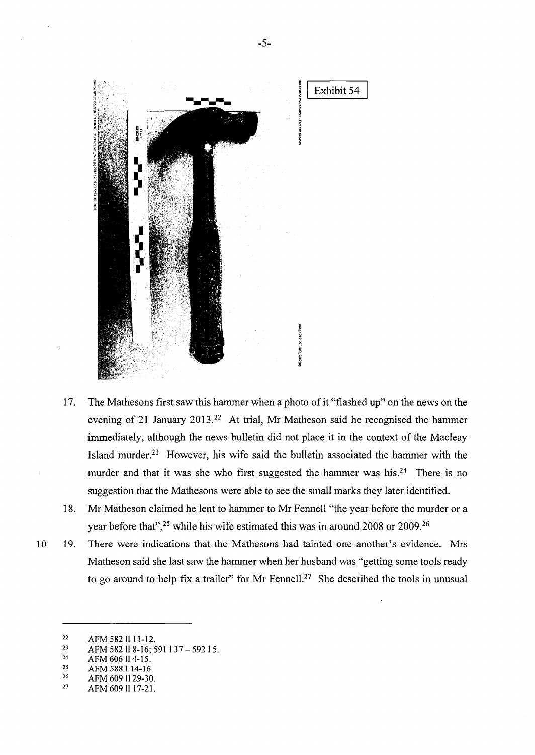Exhibit 54

17. The Mathesons first saw this hammer when a photo of it "flashed up" on the news on the evening of 21 January 2013.[22] At trial, Mr Matheson said he recognised the hammer immediately, although the news bulletin did not place it in the context of the Macleay Island murder.[23] However, his wife said the bulletin associated the hammer with the murder and that it was she who first suggested the hammer was his.[24] There is no suggestion that the Mathesons were able to see the small marks they later identified.

18. Mr Matheson claimed he lent to hammer to Mr Fennell "the year before the murder or a year before that",[25] while his wife estimated this was in around 2008 or 2009.[26]

19. There were indications that the Mathesons had tainted one another's evidence. Mrs Matheson said she last saw the hammer when her husband was "getting some tools ready to go around to help fix a trailer" for Mr Fennell.[27] She described the tools in unusual

---

22 AFM 582 ll 11-12.

23 AFM 582 ll 8-16; 591 l 37 – 592 l 5.

24 AFM 606 ll 4-15.

25 AFM 588 l 14-16.

26 AFM 609 ll 29-30.

27 AFM 609 ll 17-21.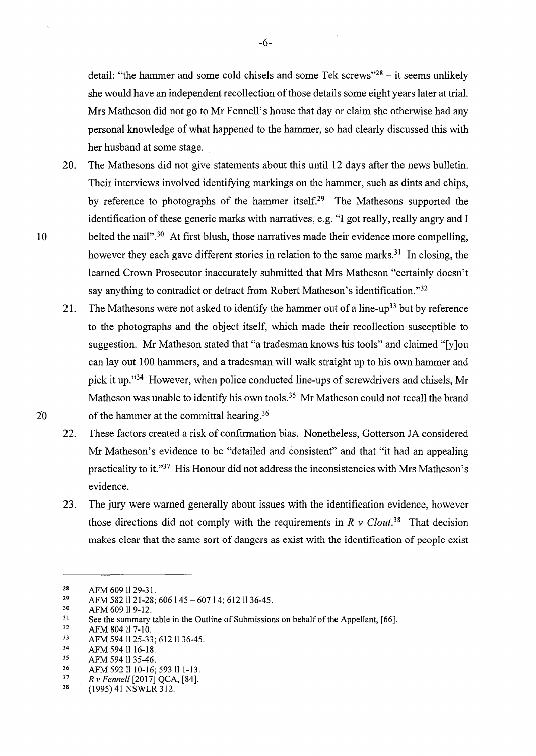detail: "the hammer and some cold chisels and some Tek screws"[28] – it seems unlikely she would have an independent recollection of those details some eight years later at trial. Mrs Matheson did not go to Mr Fennell's house that day or claim she otherwise had any personal knowledge of what happened to the hammer, so had clearly discussed this with her husband at some stage.

20. The Mathesons did not give statements about this until 12 days after the news bulletin. Their interviews involved identifying markings on the hammer, such as dints and chips, by reference to photographs of the hammer itself.[29] The Mathesons supported the identification of these generic marks with narratives, e.g. "I got really, really angry and I belted the nail".[30] At first blush, those narratives made their evidence more compelling, however they each gave different stories in relation to the same marks.[31] In closing, the learned Crown Prosecutor inaccurately submitted that Mrs Matheson "certainly doesn't say anything to contradict or detract from Robert Matheson's identification."[32]

21. The Mathesons were not asked to identify the hammer out of a line-up[33] but by reference to the photographs and the object itself, which made their recollection susceptible to suggestion. Mr Matheson stated that "a tradesman knows his tools" and claimed "[y]ou can lay out 100 hammers, and a tradesman will walk straight up to his own hammer and pick it up."[34] However, when police conducted line-ups of screwdrivers and chisels, Mr Matheson was unable to identify his own tools.[35] Mr Matheson could not recall the brand of the hammer at the committal hearing.[36]

22. These factors created a risk of confirmation bias. Nonetheless, Gotterson JA considered Mr Matheson's evidence to be "detailed and consistent" and that "it had an appealing practicality to it."[37] His Honour did not address the inconsistencies with Mrs Matheson's evidence.

23. The jury were warned generally about issues with the identification evidence, however those directions did not comply with the requirements in *R v Clout*.[38] That decision makes clear that the same sort of dangers as exist with the identification of people exist

---

28 AFM 609 ll 29-31.
29 AFM 582 ll 21-28; 606 l 45 – 607 l 4; 612 ll 36-45.
30 AFM 609 ll 9-12.
31 See the summary table in the Outline of Submissions on behalf of the Appellant, [66].
32 AFM 804 ll 7-10.
33 AFM 594 ll 25-33; 612 ll 36-45.
34 AFM 594 ll 16-18.
35 AFM 594 ll 35-46.
36 AFM 592 ll 10-16; 593 ll 1-13.
37 *R v Fennell* [2017] QCA, [84].
38 (1995) 41 NSWLR 312.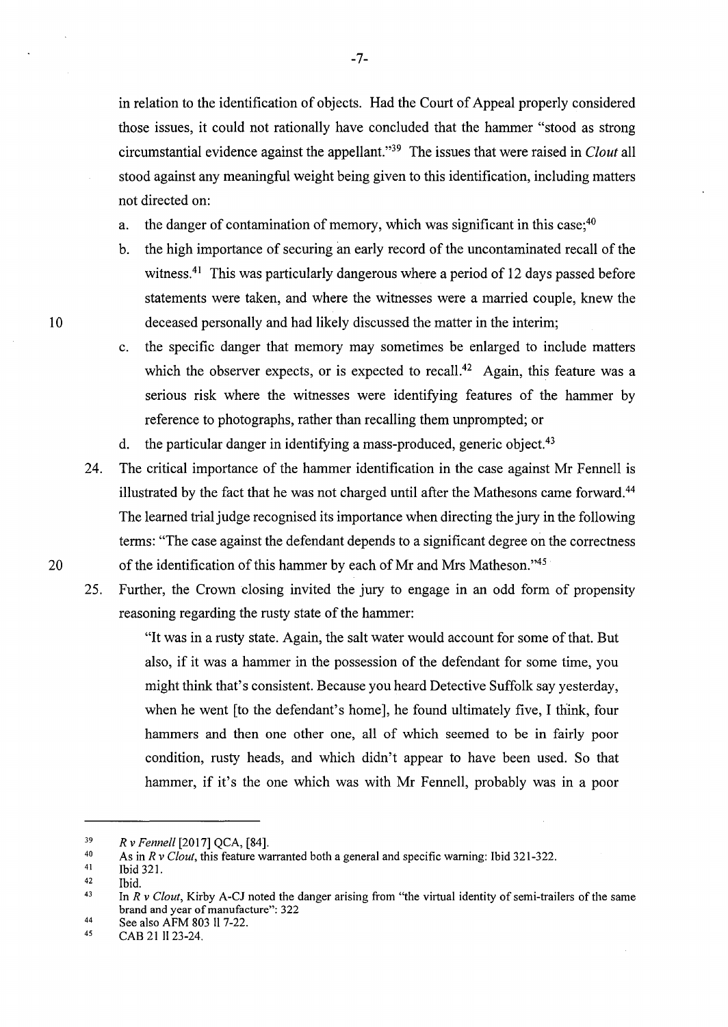in relation to the identification of objects. Had the Court of Appeal properly considered those issues, it could not rationally have concluded that the hammer "stood as strong circumstantial evidence against the appellant."[39] The issues that were raised in *Clout* all stood against any meaningful weight being given to this identification, including matters not directed on:

a. the danger of contamination of memory, which was significant in this case;[40]

b. the high importance of securing an early record of the uncontaminated recall of the witness.[41] This was particularly dangerous where a period of 12 days passed before statements were taken, and where the witnesses were a married couple, knew the deceased personally and had likely discussed the matter in the interim;

c. the specific danger that memory may sometimes be enlarged to include matters which the observer expects, or is expected to recall.[42] Again, this feature was a serious risk where the witnesses were identifying features of the hammer by reference to photographs, rather than recalling them unprompted; or

d. the particular danger in identifying a mass-produced, generic object.[43]

24. The critical importance of the hammer identification in the case against Mr Fennell is illustrated by the fact that he was not charged until after the Mathesons came forward.[44] The learned trial judge recognised its importance when directing the jury in the following terms: "The case against the defendant depends to a significant degree on the correctness of the identification of this hammer by each of Mr and Mrs Matheson."[45]

25. Further, the Crown closing invited the jury to engage in an odd form of propensity reasoning regarding the rusty state of the hammer:

> "It was in a rusty state. Again, the salt water would account for some of that. But also, if it was a hammer in the possession of the defendant for some time, you might think that's consistent. Because you heard Detective Suffolk say yesterday, when he went [to the defendant's home], he found ultimately five, I think, four hammers and then one other one, all of which seemed to be in fairly poor condition, rusty heads, and which didn't appear to have been used. So that hammer, if it's the one which was with Mr Fennell, probably was in a poor

---

[39] *R v Fennell* [2017] QCA, [84].

[40] As in *R v Clout*, this feature warranted both a general and specific warning: Ibid 321-322.

[41] Ibid 321.

[42] Ibid.

[43] In *R v Clout*, Kirby A-CJ noted the danger arising from "the virtual identity of semi-trailers of the same brand and year of manufacture": 322

[44] See also AFM 803 ll 7-22.

[45] CAB 21 ll 23-24.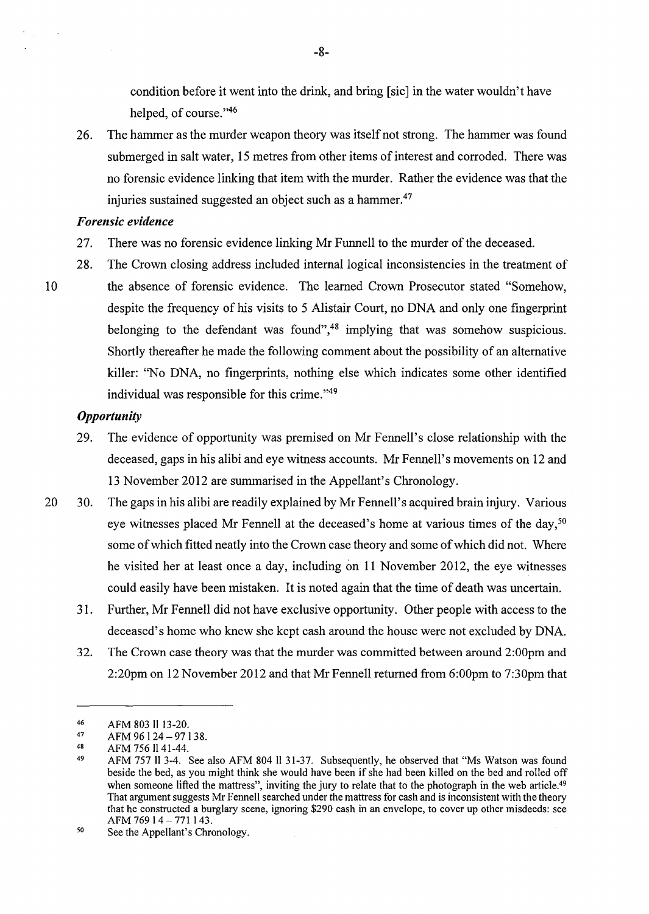condition before it went into the drink, and bring [sic] in the water wouldn't have helped, of course."[46]

26. The hammer as the murder weapon theory was itself not strong. The hammer was found submerged in salt water, 15 metres from other items of interest and corroded. There was no forensic evidence linking that item with the murder. Rather the evidence was that the injuries sustained suggested an object such as a hammer.[47]

### *Forensic evidence*

27. There was no forensic evidence linking Mr Funnell to the murder of the deceased.

28. The Crown closing address included internal logical inconsistencies in the treatment of the absence of forensic evidence. The learned Crown Prosecutor stated "Somehow, despite the frequency of his visits to 5 Alistair Court, no DNA and only one fingerprint belonging to the defendant was found",[48] implying that was somehow suspicious. Shortly thereafter he made the following comment about the possibility of an alternative killer: "No DNA, no fingerprints, nothing else which indicates some other identified individual was responsible for this crime."[49]

### *Opportunity*

29. The evidence of opportunity was premised on Mr Fennell's close relationship with the deceased, gaps in his alibi and eye witness accounts. Mr Fennell's movements on 12 and 13 November 2012 are summarised in the Appellant's Chronology.

30. The gaps in his alibi are readily explained by Mr Fennell's acquired brain injury. Various eye witnesses placed Mr Fennell at the deceased's home at various times of the day,[50] some of which fitted neatly into the Crown case theory and some of which did not. Where he visited her at least once a day, including on 11 November 2012, the eye witnesses could easily have been mistaken. It is noted again that the time of death was uncertain.

31. Further, Mr Fennell did not have exclusive opportunity. Other people with access to the deceased's home who knew she kept cash around the house were not excluded by DNA.

32. The Crown case theory was that the murder was committed between around 2:00pm and 2:20pm on 12 November 2012 and that Mr Fennell returned from 6:00pm to 7:30pm that

---

[46] AFM 803 ll 13-20.

[47] AFM 96 l 24 – 97 l 38.

[48] AFM 756 ll 41-44.

[49] AFM 757 ll 3-4. See also AFM 804 ll 31-37. Subsequently, he observed that "Ms Watson was found beside the bed, as you might think she would have been if she had been killed on the bed and rolled off when someone lifted the mattress", inviting the jury to relate that to the photograph in the web article.[49] That argument suggests Mr Fennell searched under the mattress for cash and is inconsistent with the theory that he constructed a burglary scene, ignoring $290 cash in an envelope, to cover up other misdeeds: see AFM 769 l 4 – 771 l 43.

[50] See the Appellant's Chronology.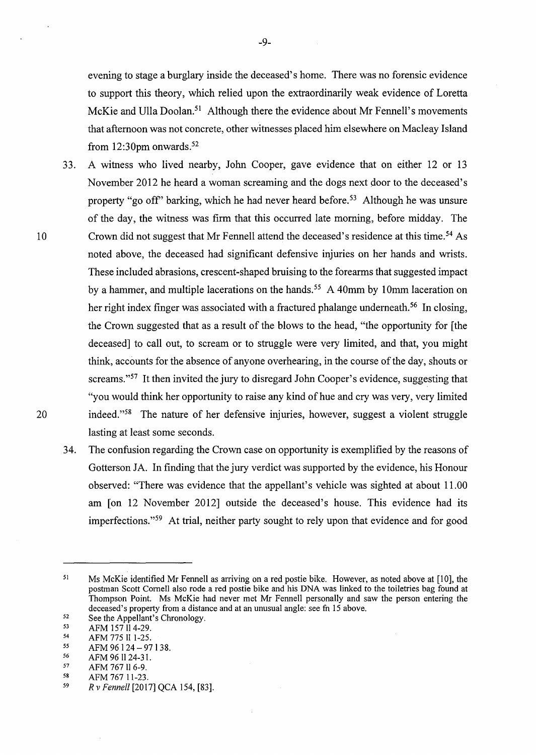evening to stage a burglary inside the deceased's home. There was no forensic evidence to support this theory, which relied upon the extraordinarily weak evidence of Loretta McKie and Ulla Doolan.[51] Although there the evidence about Mr Fennell's movements that afternoon was not concrete, other witnesses placed him elsewhere on Macleay Island from 12:30pm onwards.[52]

33. A witness who lived nearby, John Cooper, gave evidence that on either 12 or 13 November 2012 he heard a woman screaming and the dogs next door to the deceased's property "go off" barking, which he had never heard before.[53] Although he was unsure of the day, the witness was firm that this occurred late morning, before midday. The Crown did not suggest that Mr Fennell attend the deceased's residence at this time.[54] As noted above, the deceased had significant defensive injuries on her hands and wrists. These included abrasions, crescent-shaped bruising to the forearms that suggested impact by a hammer, and multiple lacerations on the hands.[55] A 40mm by 10mm laceration on her right index finger was associated with a fractured phalange underneath.[56] In closing, the Crown suggested that as a result of the blows to the head, "the opportunity for [the deceased] to call out, to scream or to struggle were very limited, and that, you might think, accounts for the absence of anyone overhearing, in the course of the day, shouts or screams."[57] It then invited the jury to disregard John Cooper's evidence, suggesting that "you would think her opportunity to raise any kind of hue and cry was very, very limited indeed."[58] The nature of her defensive injuries, however, suggest a violent struggle lasting at least some seconds.

34. The confusion regarding the Crown case on opportunity is exemplified by the reasons of Gotterson JA. In finding that the jury verdict was supported by the evidence, his Honour observed: "There was evidence that the appellant's vehicle was sighted at about 11.00 am [on 12 November 2012] outside the deceased's house. This evidence had its imperfections."[59] At trial, neither party sought to rely upon that evidence and for good

---

[51] Ms McKie identified Mr Fennell as arriving on a red postie bike. However, as noted above at [10], the postman Scott Cornell also rode a red postie bike and his DNA was linked to the toiletries bag found at Thompson Point. Ms McKie had never met Mr Fennell personally and saw the person entering the deceased's property from a distance and at an unusual angle: see fn 15 above.

[52] See the Appellant's Chronology.

[53] AFM 157 ll 4-29.

[54] AFM 775 ll 1-25.

[55] AFM 96 l 24 – 97 l 38.

[56] AFM 96 ll 24-31.

[57] AFM 767 ll 6-9.

[58] AFM 767 11-23.

[59] *R v Fennell* [2017] QCA 154, [83].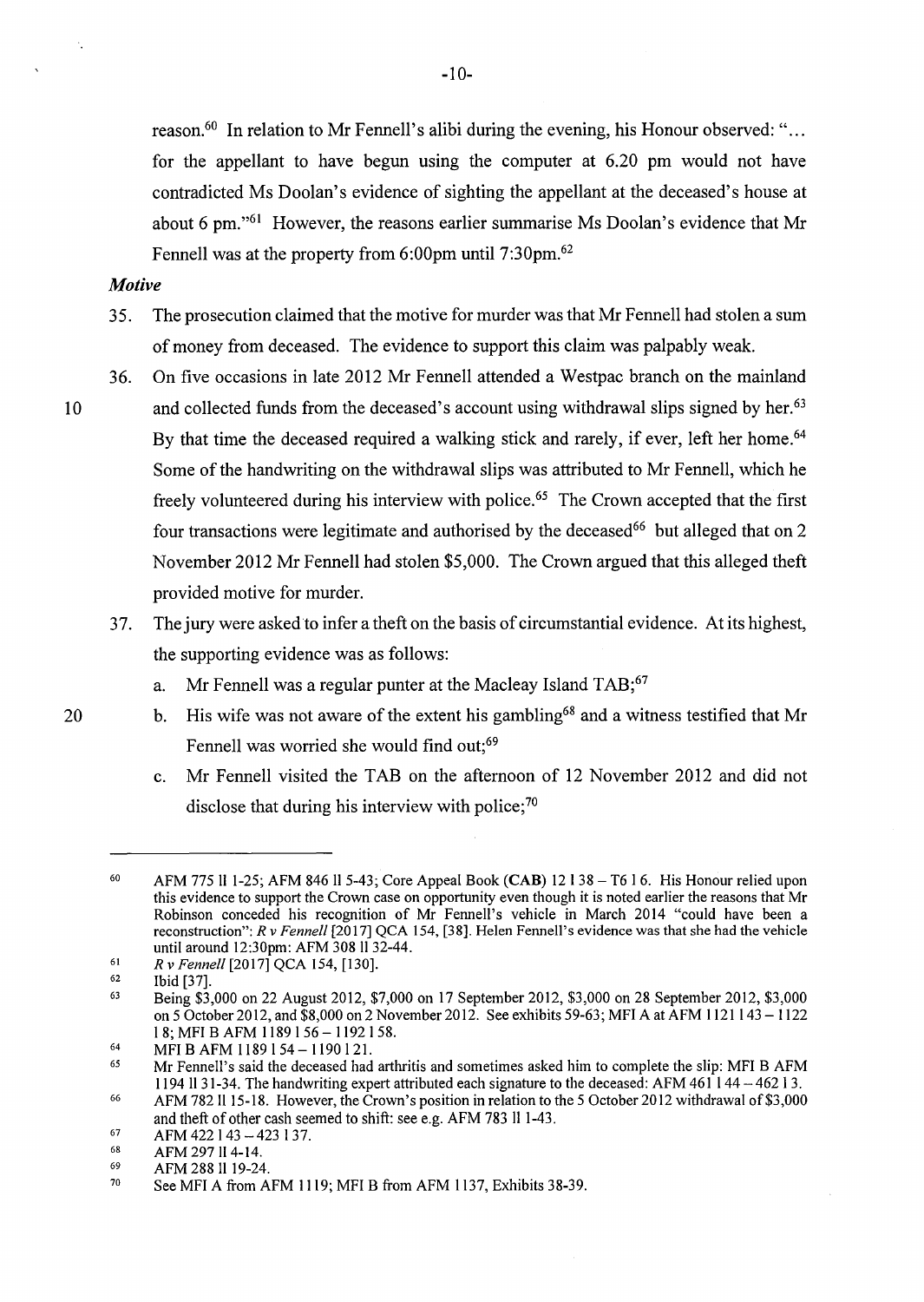reason.[60] In relation to Mr Fennell's alibi during the evening, his Honour observed: "... for the appellant to have begun using the computer at 6.20 pm would not have contradicted Ms Doolan's evidence of sighting the appellant at the deceased's house at about 6 pm."[61] However, the reasons earlier summarise Ms Doolan's evidence that Mr Fennell was at the property from 6:00pm until 7:30pm.[62]

***Motive***

35. The prosecution claimed that the motive for murder was that Mr Fennell had stolen a sum of money from deceased. The evidence to support this claim was palpably weak.

36. On five occasions in late 2012 Mr Fennell attended a Westpac branch on the mainland and collected funds from the deceased's account using withdrawal slips signed by her.[63] By that time the deceased required a walking stick and rarely, if ever, left her home.[64] Some of the handwriting on the withdrawal slips was attributed to Mr Fennell, which he freely volunteered during his interview with police.[65] The Crown accepted that the first four transactions were legitimate and authorised by the deceased[66] but alleged that on 2 November 2012 Mr Fennell had stolen $5,000. The Crown argued that this alleged theft provided motive for murder.

37. The jury were asked to infer a theft on the basis of circumstantial evidence. At its highest, the supporting evidence was as follows:

    a. Mr Fennell was a regular punter at the Macleay Island TAB;[67]

    b. His wife was not aware of the extent his gambling[68] and a witness testified that Mr Fennell was worried she would find out;[69]

    c. Mr Fennell visited the TAB on the afternoon of 12 November 2012 and did not disclose that during his interview with police;[70]

---

[60] AFM 775 ll 1-25; AFM 846 ll 5-43; Core Appeal Book (**CAB**) 12 l 38 – T6 l 6. His Honour relied upon this evidence to support the Crown case on opportunity even though it is noted earlier the reasons that Mr Robinson conceded his recognition of Mr Fennell's vehicle in March 2014 "could have been a reconstruction": *R v Fennell* [2017] QCA 154, [38]. Helen Fennell's evidence was that she had the vehicle until around 12:30pm: AFM 308 ll 32-44.

[61] *R v Fennell* [2017] QCA 154, [130].

[62] Ibid [37].

[63] Being $3,000 on 22 August 2012, $7,000 on 17 September 2012, $3,000 on 28 September 2012, $3,000 on 5 October 2012, and $8,000 on 2 November 2012. See exhibits 59-63; MFI A at AFM 1121 l 43 – 1122 l 8; MFI B AFM 1189 l 56 – 1192 l 58.

[64] MFI B AFM 1189 l 54 – 1190 l 21.

[65] Mr Fennell's said the deceased had arthritis and sometimes asked him to complete the slip: MFI B AFM 1194 ll 31-34. The handwriting expert attributed each signature to the deceased: AFM 461 l 44 – 462 l 3.

[66] AFM 782 ll 15-18. However, the Crown's position in relation to the 5 October 2012 withdrawal of $3,000 and theft of other cash seemed to shift: see e.g. AFM 783 ll 1-43.

[67] AFM 422 l 43 – 423 l 37.

[68] AFM 297 ll 4-14.

[69] AFM 288 ll 19-24.

[70] See MFI A from AFM 1119; MFI B from AFM 1137, Exhibits 38-39.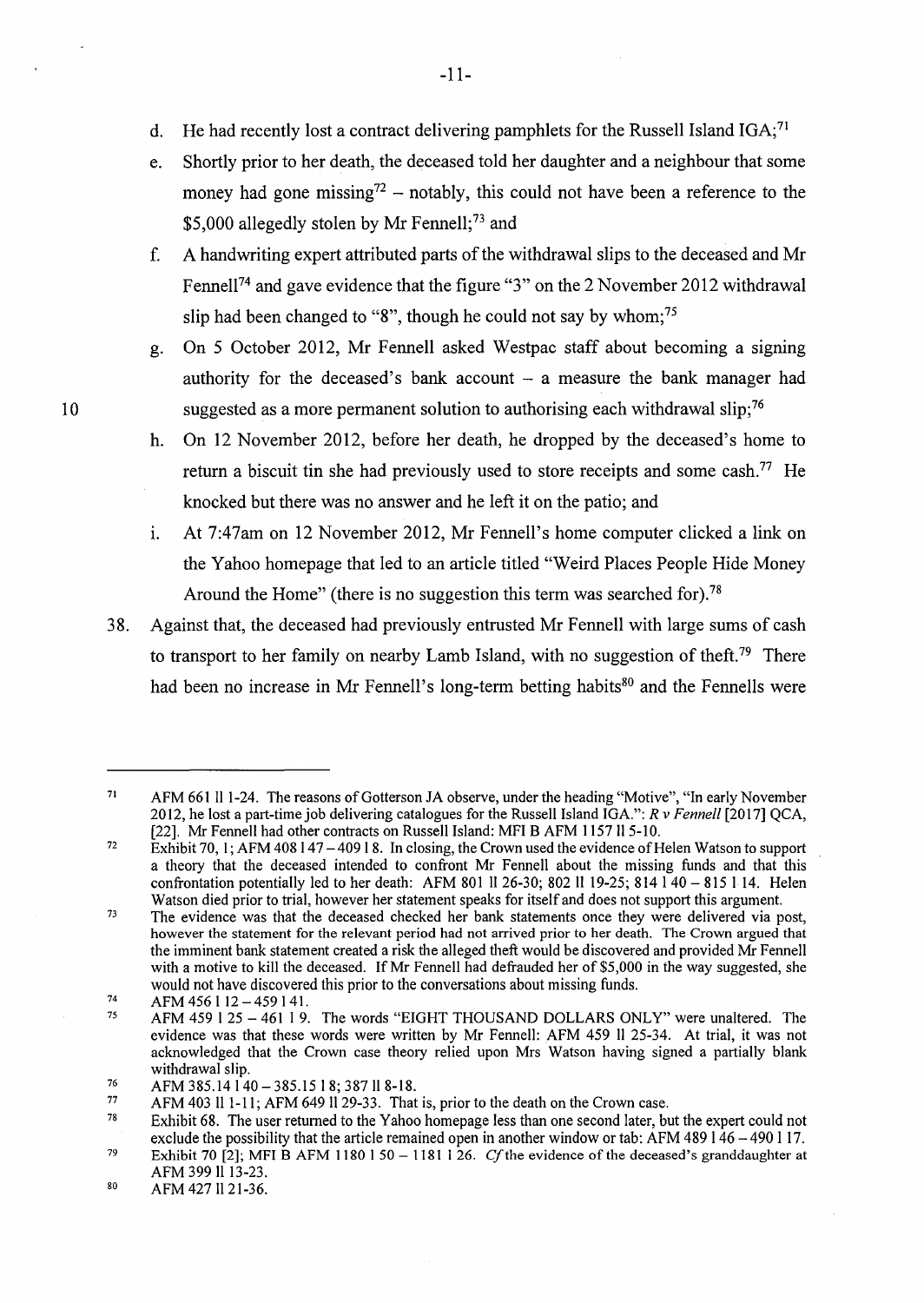d. He had recently lost a contract delivering pamphlets for the Russell Island IGA;[71]

e. Shortly prior to her death, the deceased told her daughter and a neighbour that some money had gone missing[72] – notably, this could not have been a reference to the $5,000 allegedly stolen by Mr Fennell;[73] and

f. A handwriting expert attributed parts of the withdrawal slips to the deceased and Mr Fennell[74] and gave evidence that the figure "3" on the 2 November 2012 withdrawal slip had been changed to "8", though he could not say by whom;[75]

g. On 5 October 2012, Mr Fennell asked Westpac staff about becoming a signing authority for the deceased's bank account – a measure the bank manager had suggested as a more permanent solution to authorising each withdrawal slip;[76]

h. On 12 November 2012, before her death, he dropped by the deceased's home to return a biscuit tin she had previously used to store receipts and some cash.[77] He knocked but there was no answer and he left it on the patio; and

i. At 7:47am on 12 November 2012, Mr Fennell's home computer clicked a link on the Yahoo homepage that led to an article titled "Weird Places People Hide Money Around the Home" (there is no suggestion this term was searched for).[78]

38. Against that, the deceased had previously entrusted Mr Fennell with large sums of cash to transport to her family on nearby Lamb Island, with no suggestion of theft.[79] There had been no increase in Mr Fennell's long-term betting habits[80] and the Fennells were

---

[71] AFM 661 ll 1-24. The reasons of Gotterson JA observe, under the heading "Motive", "In early November 2012, he lost a part-time job delivering catalogues for the Russell Island IGA.": *R v Fennell* [2017] QCA, [22]. Mr Fennell had other contracts on Russell Island: MFI B AFM 1157 ll 5-10.

[72] Exhibit 70, 1; AFM 408 l 47 – 409 l 8. In closing, the Crown used the evidence of Helen Watson to support a theory that the deceased intended to confront Mr Fennell about the missing funds and that this confrontation potentially led to her death: AFM 801 ll 26-30; 802 ll 19-25; 814 l 40 – 815 l 14. Helen Watson died prior to trial, however her statement speaks for itself and does not support this argument.

[73] The evidence was that the deceased checked her bank statements once they were delivered via post, however the statement for the relevant period had not arrived prior to her death. The Crown argued that the imminent bank statement created a risk the alleged theft would be discovered and provided Mr Fennell with a motive to kill the deceased. If Mr Fennell had defrauded her of $5,000 in the way suggested, she would not have discovered this prior to the conversations about missing funds.

[74] AFM 456 l 12 – 459 l 41.

[75] AFM 459 l 25 – 461 l 9. The words "EIGHT THOUSAND DOLLARS ONLY" were unaltered. The evidence was that these words were written by Mr Fennell: AFM 459 ll 25-34. At trial, it was not acknowledged that the Crown case theory relied upon Mrs Watson having signed a partially blank withdrawal slip.

[76] AFM 385.14 l 40 – 385.15 l 8; 387 ll 8-18.

[77] AFM 403 ll 1-11; AFM 649 ll 29-33. That is, prior to the death on the Crown case.

[78] Exhibit 68. The user returned to the Yahoo homepage less than one second later, but the expert could not exclude the possibility that the article remained open in another window or tab: AFM 489 l 46 – 490 l 17.

[79] Exhibit 70 [2]; MFI B AFM 1180 l 50 – 1181 l 26. *Cf* the evidence of the deceased's granddaughter at AFM 399 ll 13-23.

[80] AFM 427 ll 21-36.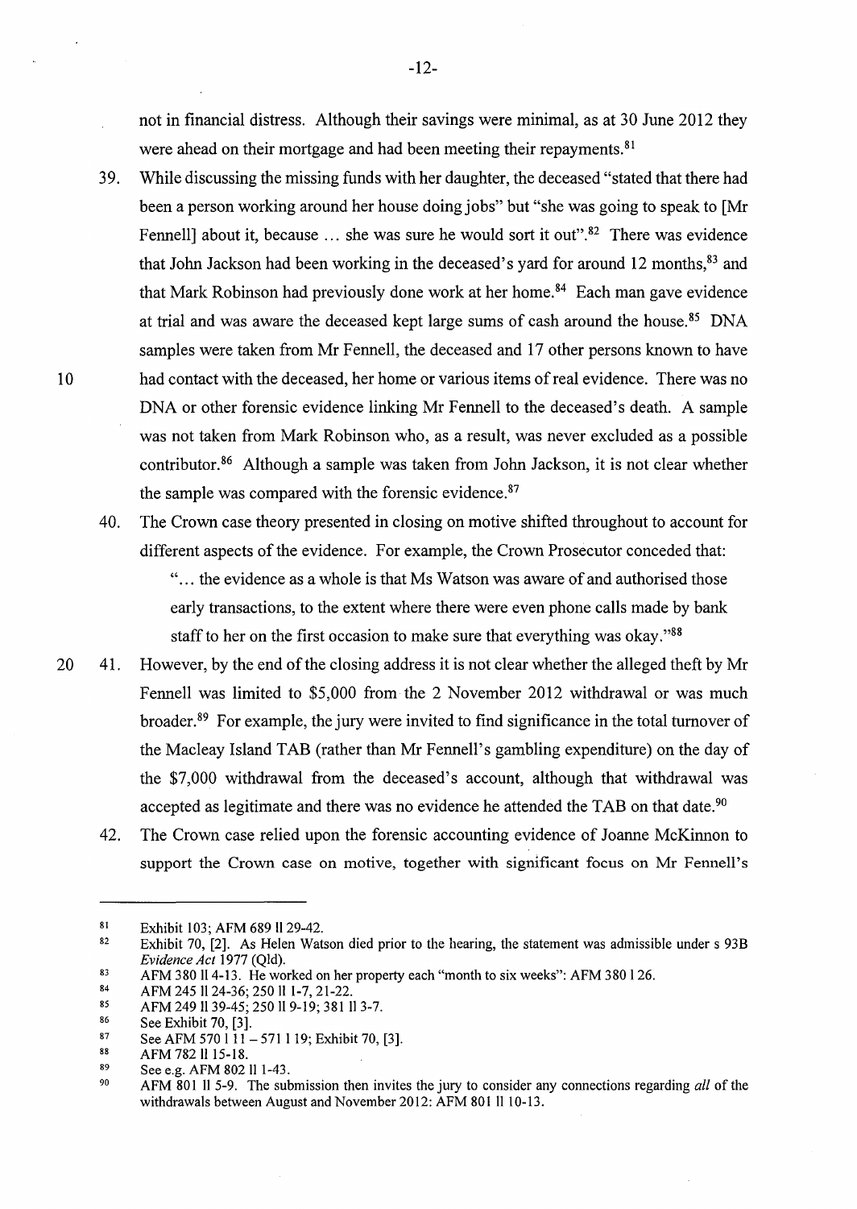not in financial distress. Although their savings were minimal, as at 30 June 2012 they were ahead on their mortgage and had been meeting their repayments.[81]

39. While discussing the missing funds with her daughter, the deceased "stated that there had been a person working around her house doing jobs" but "she was going to speak to [Mr Fennell] about it, because … she was sure he would sort it out".[82] There was evidence that John Jackson had been working in the deceased's yard for around 12 months,[83] and that Mark Robinson had previously done work at her home.[84] Each man gave evidence at trial and was aware the deceased kept large sums of cash around the house.[85] DNA samples were taken from Mr Fennell, the deceased and 17 other persons known to have had contact with the deceased, her home or various items of real evidence. There was no DNA or other forensic evidence linking Mr Fennell to the deceased's death. A sample was not taken from Mark Robinson who, as a result, was never excluded as a possible contributor.[86] Although a sample was taken from John Jackson, it is not clear whether the sample was compared with the forensic evidence.[87]

40. The Crown case theory presented in closing on motive shifted throughout to account for different aspects of the evidence. For example, the Crown Prosecutor conceded that:

    "… the evidence as a whole is that Ms Watson was aware of and authorised those early transactions, to the extent where there were even phone calls made by bank staff to her on the first occasion to make sure that everything was okay."[88]

41. However, by the end of the closing address it is not clear whether the alleged theft by Mr Fennell was limited to $5,000 from the 2 November 2012 withdrawal or was much broader.[89] For example, the jury were invited to find significance in the total turnover of the Macleay Island TAB (rather than Mr Fennell's gambling expenditure) on the day of the $7,000 withdrawal from the deceased's account, although that withdrawal was accepted as legitimate and there was no evidence he attended the TAB on that date.[90]

42. The Crown case relied upon the forensic accounting evidence of Joanne McKinnon to support the Crown case on motive, together with significant focus on Mr Fennell's

---

[81] Exhibit 103; AFM 689 ll 29-42.

[82] Exhibit 70, [2]. As Helen Watson died prior to the hearing, the statement was admissible under s 93B *Evidence Act* 1977 (Qld).

[83] AFM 380 ll 4-13. He worked on her property each "month to six weeks": AFM 380 l 26.

[84] AFM 245 ll 24-36; 250 ll 1-7, 21-22.

[85] AFM 249 ll 39-45; 250 ll 9-19; 381 ll 3-7.

[86] See Exhibit 70, [3].

[87] See AFM 570 l 11 – 571 l 19; Exhibit 70, [3].

[88] AFM 782 ll 15-18.

[89] See e.g. AFM 802 ll 1-43.

[90] AFM 801 ll 5-9. The submission then invites the jury to consider any connections regarding *all* of the withdrawals between August and November 2012: AFM 801 ll 10-13.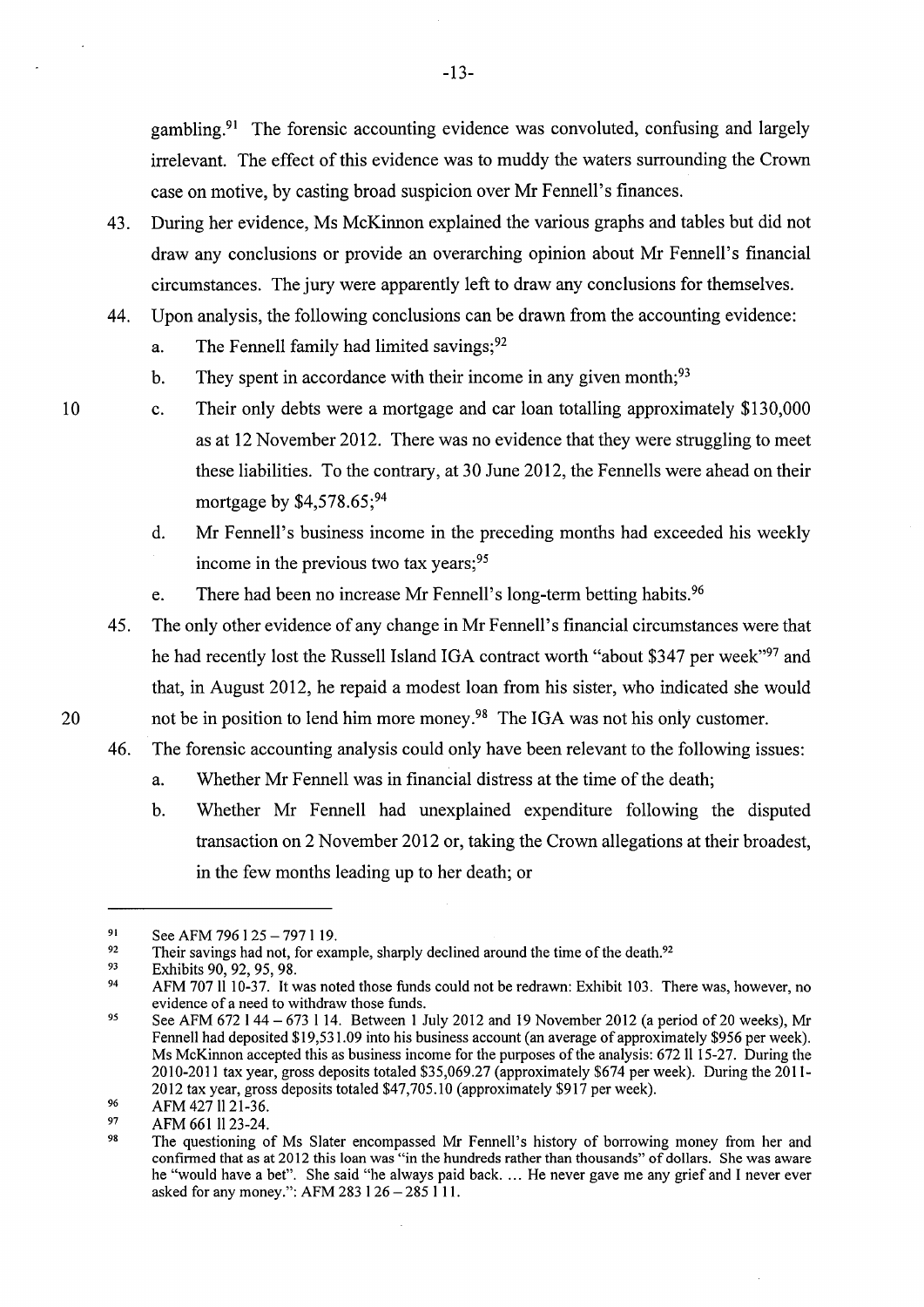gambling.[91] The forensic accounting evidence was convoluted, confusing and largely irrelevant. The effect of this evidence was to muddy the waters surrounding the Crown case on motive, by casting broad suspicion over Mr Fennell's finances.

43. During her evidence, Ms McKinnon explained the various graphs and tables but did not draw any conclusions or provide an overarching opinion about Mr Fennell's financial circumstances. The jury were apparently left to draw any conclusions for themselves.

44. Upon analysis, the following conclusions can be drawn from the accounting evidence:

    a. The Fennell family had limited savings;[92]

    b. They spent in accordance with their income in any given month;[93]

    c. Their only debts were a mortgage and car loan totalling approximately $130,000 as at 12 November 2012. There was no evidence that they were struggling to meet these liabilities. To the contrary, at 30 June 2012, the Fennells were ahead on their mortgage by $4,578.65;[94]

    d. Mr Fennell's business income in the preceding months had exceeded his weekly income in the previous two tax years;[95]

    e. There had been no increase Mr Fennell's long-term betting habits.[96]

45. The only other evidence of any change in Mr Fennell's financial circumstances were that he had recently lost the Russell Island IGA contract worth "about $347 per week"[97] and that, in August 2012, he repaid a modest loan from his sister, who indicated she would not be in position to lend him more money.[98] The IGA was not his only customer.

46. The forensic accounting analysis could only have been relevant to the following issues:

    a. Whether Mr Fennell was in financial distress at the time of the death;

    b. Whether Mr Fennell had unexplained expenditure following the disputed transaction on 2 November 2012 or, taking the Crown allegations at their broadest, in the few months leading up to her death; or

---

[91] See AFM 796 l 25 – 797 l 19.

[92] Their savings had not, for example, sharply declined around the time of the death.[92]

[93] Exhibits 90, 92, 95, 98.

[94] AFM 707 ll 10-37. It was noted those funds could not be redrawn: Exhibit 103. There was, however, no evidence of a need to withdraw those funds.

[95] See AFM 672 l 44 – 673 l 14. Between 1 July 2012 and 19 November 2012 (a period of 20 weeks), Mr Fennell had deposited $19,531.09 into his business account (an average of approximately $956 per week). Ms McKinnon accepted this as business income for the purposes of the analysis: 672 ll 15-27. During the 2010-2011 tax year, gross deposits totaled $35,069.27 (approximately $674 per week). During the 2011-2012 tax year, gross deposits totaled $47,705.10 (approximately $917 per week).

[96] AFM 427 ll 21-36.

[97] AFM 661 ll 23-24.

[98] The questioning of Ms Slater encompassed Mr Fennell's history of borrowing money from her and confirmed that as at 2012 this loan was "in the hundreds rather than thousands" of dollars. She was aware he "would have a bet". She said "he always paid back. ... He never gave me any grief and I never ever asked for any money.": AFM 283 l 26 – 285 l 11.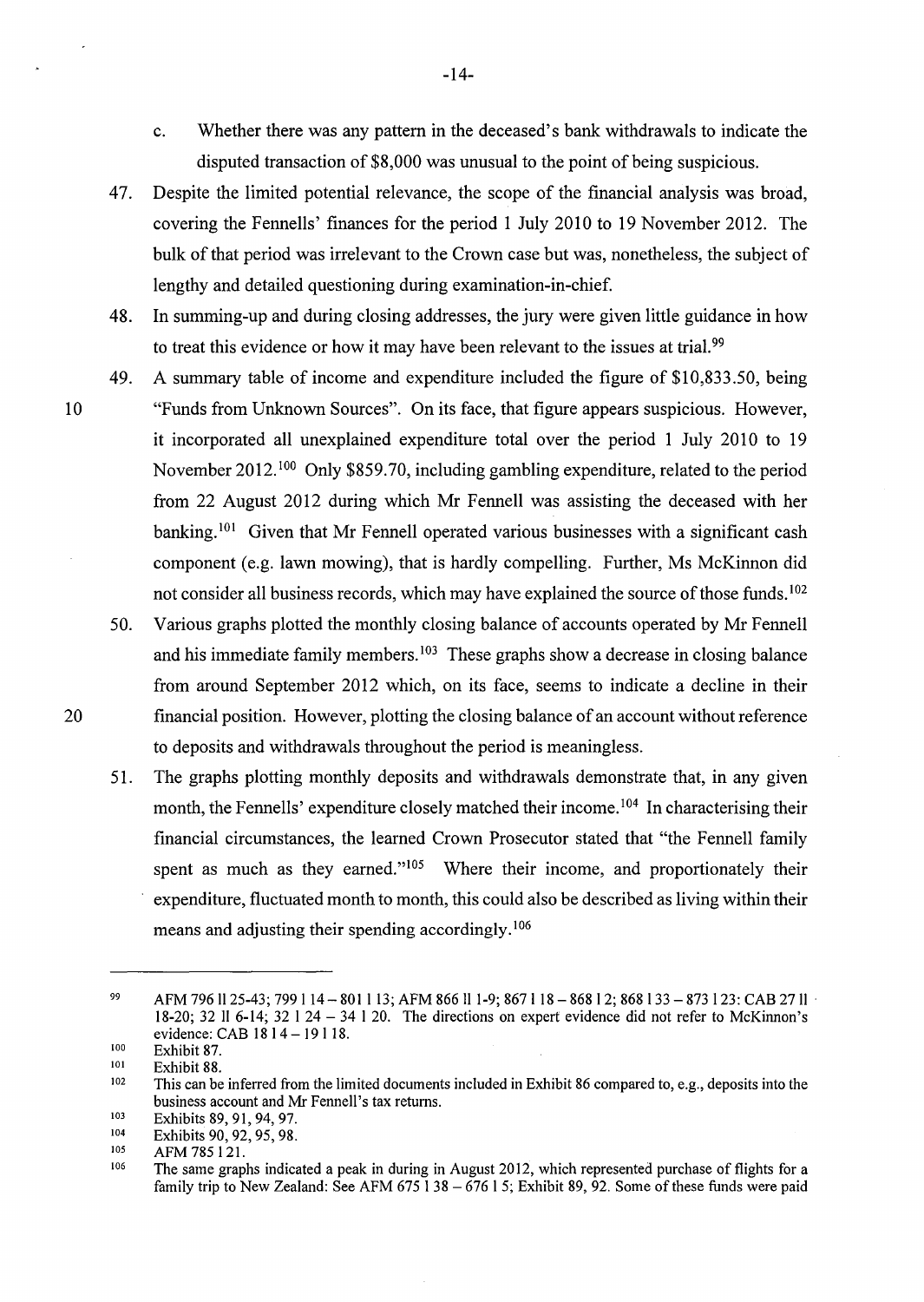c. Whether there was any pattern in the deceased's bank withdrawals to indicate the disputed transaction of $8,000 was unusual to the point of being suspicious.

47. Despite the limited potential relevance, the scope of the financial analysis was broad, covering the Fennells' finances for the period 1 July 2010 to 19 November 2012. The bulk of that period was irrelevant to the Crown case but was, nonetheless, the subject of lengthy and detailed questioning during examination-in-chief.

48. In summing-up and during closing addresses, the jury were given little guidance in how to treat this evidence or how it may have been relevant to the issues at trial.[99]

49. A summary table of income and expenditure included the figure of $10,833.50, being "Funds from Unknown Sources". On its face, that figure appears suspicious. However, it incorporated all unexplained expenditure total over the period 1 July 2010 to 19 November 2012.[100] Only $859.70, including gambling expenditure, related to the period from 22 August 2012 during which Mr Fennell was assisting the deceased with her banking.[101] Given that Mr Fennell operated various businesses with a significant cash component (e.g. lawn mowing), that is hardly compelling. Further, Ms McKinnon did not consider all business records, which may have explained the source of those funds.[102]

50. Various graphs plotted the monthly closing balance of accounts operated by Mr Fennell and his immediate family members.[103] These graphs show a decrease in closing balance from around September 2012 which, on its face, seems to indicate a decline in their financial position. However, plotting the closing balance of an account without reference to deposits and withdrawals throughout the period is meaningless.

51. The graphs plotting monthly deposits and withdrawals demonstrate that, in any given month, the Fennells' expenditure closely matched their income.[104] In characterising their financial circumstances, the learned Crown Prosecutor stated that "the Fennell family spent as much as they earned."[105] Where their income, and proportionately their expenditure, fluctuated month to month, this could also be described as living within their means and adjusting their spending accordingly.[106]

---

[99] AFM 796 ll 25-43; 799 l 14 – 801 l 13; AFM 866 ll 1-9; 867 l 18 – 868 l 2; 868 l 33 – 873 l 23: CAB 27 ll 18-20; 32 ll 6-14; 32 l 24 – 34 l 20. The directions on expert evidence did not refer to McKinnon's evidence: CAB 18 l 4 – 19 l 18.

[100] Exhibit 87.

[101] Exhibit 88.

[102] This can be inferred from the limited documents included in Exhibit 86 compared to, e.g., deposits into the business account and Mr Fennell's tax returns.

[103] Exhibits 89, 91, 94, 97.

[104] Exhibits 90, 92, 95, 98.

[105] AFM 785 l 21.

[106] The same graphs indicated a peak in during in August 2012, which represented purchase of flights for a family trip to New Zealand: See AFM 675 l 38 – 676 l 5; Exhibit 89, 92. Some of these funds were paid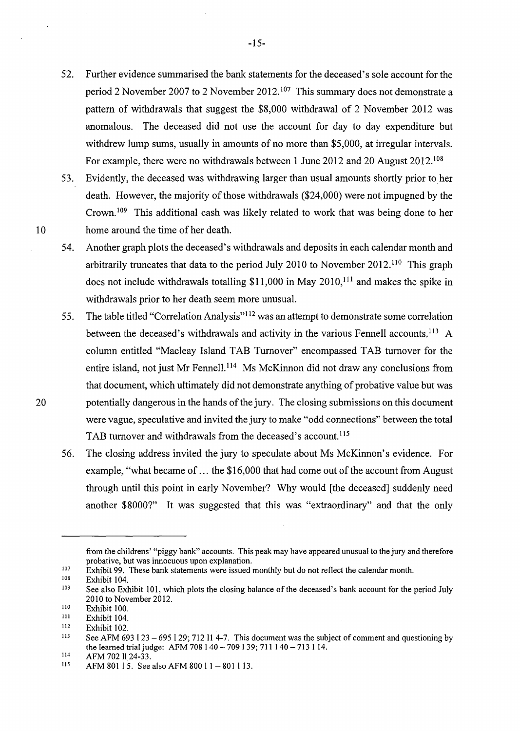52. Further evidence summarised the bank statements for the deceased's sole account for the period 2 November 2007 to 2 November 2012.[107] This summary does not demonstrate a pattern of withdrawals that suggest the $8,000 withdrawal of 2 November 2012 was anomalous. The deceased did not use the account for day to day expenditure but withdrew lump sums, usually in amounts of no more than $5,000, at irregular intervals. For example, there were no withdrawals between 1 June 2012 and 20 August 2012.[108]

53. Evidently, the deceased was withdrawing larger than usual amounts shortly prior to her death. However, the majority of those withdrawals ($24,000) were not impugned by the Crown.[109] This additional cash was likely related to work that was being done to her home around the time of her death.

54. Another graph plots the deceased's withdrawals and deposits in each calendar month and arbitrarily truncates that data to the period July 2010 to November 2012.[110] This graph does not include withdrawals totalling $11,000 in May 2010,[111] and makes the spike in withdrawals prior to her death seem more unusual.

55. The table titled "Correlation Analysis"[112] was an attempt to demonstrate some correlation between the deceased's withdrawals and activity in the various Fennell accounts.[113] A column entitled "Macleay Island TAB Turnover" encompassed TAB turnover for the entire island, not just Mr Fennell.[114] Ms McKinnon did not draw any conclusions from that document, which ultimately did not demonstrate anything of probative value but was potentially dangerous in the hands of the jury. The closing submissions on this document were vague, speculative and invited the jury to make "odd connections" between the total TAB turnover and withdrawals from the deceased's account.[115]

56. The closing address invited the jury to speculate about Ms McKinnon's evidence. For example, "what became of … the $16,000 that had come out of the account from August through until this point in early November? Why would [the deceased] suddenly need another $8000?" It was suggested that this was "extraordinary" and that the only

---

from the childrens' "piggy bank" accounts. This peak may have appeared unusual to the jury and therefore probative, but was innocuous upon explanation.

[107] Exhibit 99. These bank statements were issued monthly but do not reflect the calendar month.

[108] Exhibit 104.

[109] See also Exhibit 101, which plots the closing balance of the deceased's bank account for the period July 2010 to November 2012.

[110] Exhibit 100.

[111] Exhibit 104.

[112] Exhibit 102.

[113] See AFM 693 l 23 – 695 l 29; 712 ll 4-7. This document was the subject of comment and questioning by the learned trial judge: AFM 708 l 40 – 709 l 39; 711 l 40 – 713 l 14.

[114] AFM 702 ll 24-33.

[115] AFM 801 l 5. See also AFM 800 l 1 – 801 l 13.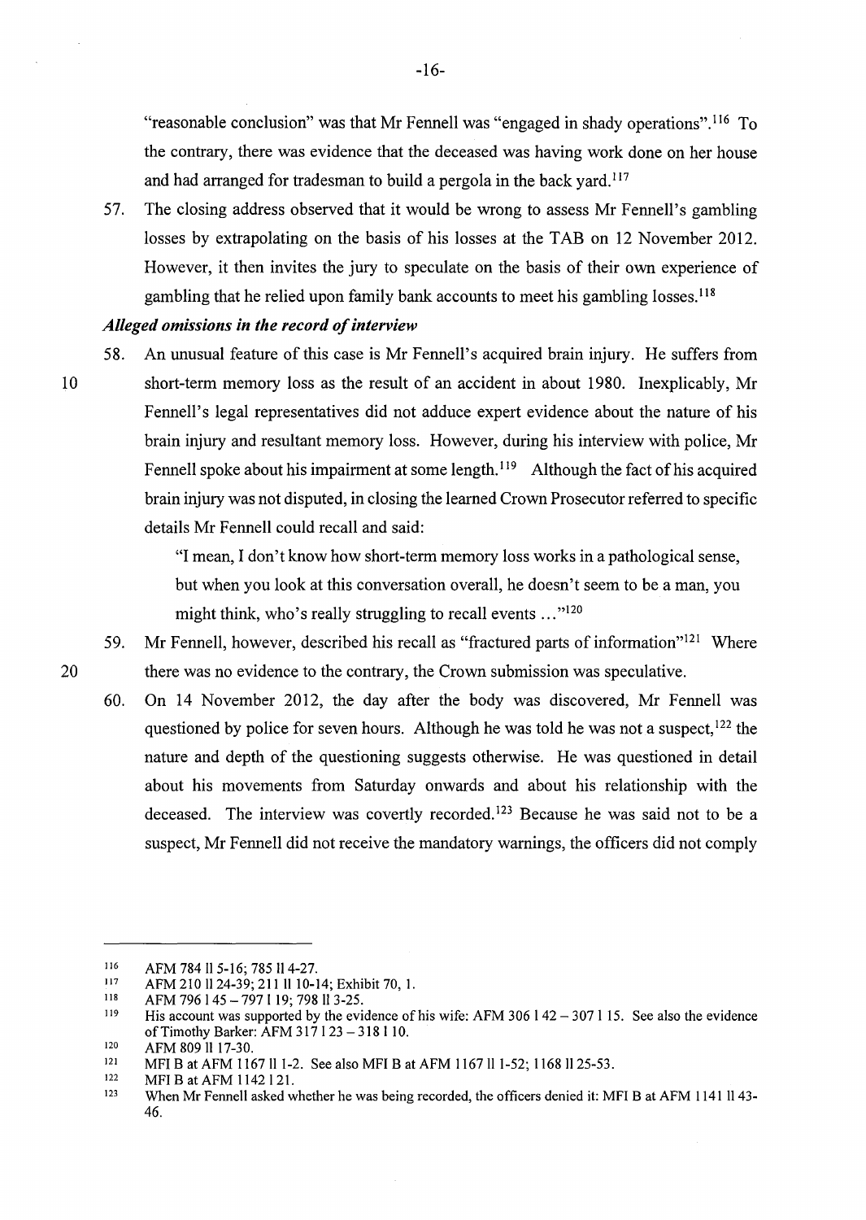"reasonable conclusion" was that Mr Fennell was "engaged in shady operations".[116] To the contrary, there was evidence that the deceased was having work done on her house and had arranged for tradesman to build a pergola in the back yard.[117]

57. The closing address observed that it would be wrong to assess Mr Fennell's gambling losses by extrapolating on the basis of his losses at the TAB on 12 November 2012. However, it then invites the jury to speculate on the basis of their own experience of gambling that he relied upon family bank accounts to meet his gambling losses.[118]

### *Alleged omissions in the record of interview*

58. An unusual feature of this case is Mr Fennell's acquired brain injury. He suffers from short-term memory loss as the result of an accident in about 1980. Inexplicably, Mr Fennell's legal representatives did not adduce expert evidence about the nature of his brain injury and resultant memory loss. However, during his interview with police, Mr Fennell spoke about his impairment at some length.[119] Although the fact of his acquired brain injury was not disputed, in closing the learned Crown Prosecutor referred to specific details Mr Fennell could recall and said:

    > "I mean, I don't know how short-term memory loss works in a pathological sense, but when you look at this conversation overall, he doesn't seem to be a man, you might think, who's really struggling to recall events ..."[120]

59. Mr Fennell, however, described his recall as "fractured parts of information"[121] Where there was no evidence to the contrary, the Crown submission was speculative.

60. On 14 November 2012, the day after the body was discovered, Mr Fennell was questioned by police for seven hours. Although he was told he was not a suspect,[122] the nature and depth of the questioning suggests otherwise. He was questioned in detail about his movements from Saturday onwards and about his relationship with the deceased. The interview was covertly recorded.[123] Because he was said not to be a suspect, Mr Fennell did not receive the mandatory warnings, the officers did not comply

---

116 AFM 784 ll 5-16; 785 ll 4-27.

117 AFM 210 ll 24-39; 211 ll 10-14; Exhibit 70, 1.

118 AFM 796 l 45 – 797 l 19; 798 ll 3-25.

119 His account was supported by the evidence of his wife: AFM 306 l 42 – 307 l 15. See also the evidence of Timothy Barker: AFM 317 l 23 – 318 l 10.

120 AFM 809 ll 17-30.

121 MFI B at AFM 1167 ll 1-2. See also MFI B at AFM 1167 ll 1-52; 1168 ll 25-53.

122 MFI B at AFM 1142 l 21.

123 When Mr Fennell asked whether he was being recorded, the officers denied it: MFI B at AFM 1141 ll 43-46.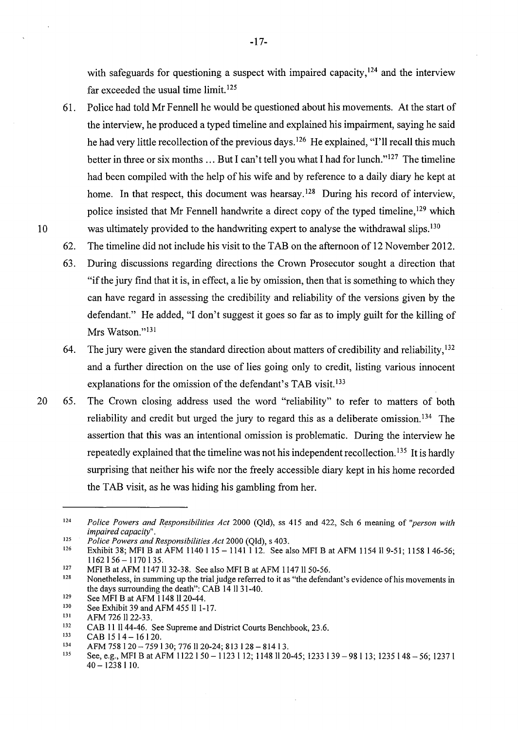with safeguards for questioning a suspect with impaired capacity,[124] and the interview far exceeded the usual time limit.[125]

61. Police had told Mr Fennell he would be questioned about his movements. At the start of the interview, he produced a typed timeline and explained his impairment, saying he said he had very little recollection of the previous days.[126] He explained, "I'll recall this much better in three or six months ... But I can't tell you what I had for lunch."[127] The timeline had been compiled with the help of his wife and by reference to a daily diary he kept at home. In that respect, this document was hearsay.[128] During his record of interview, police insisted that Mr Fennell handwrite a direct copy of the typed timeline,[129] which was ultimately provided to the handwriting expert to analyse the withdrawal slips.[130]

62. The timeline did not include his visit to the TAB on the afternoon of 12 November 2012.

63. During discussions regarding directions the Crown Prosecutor sought a direction that "if the jury find that it is, in effect, a lie by omission, then that is something to which they can have regard in assessing the credibility and reliability of the versions given by the defendant." He added, "I don't suggest it goes so far as to imply guilt for the killing of Mrs Watson."[131]

64. The jury were given the standard direction about matters of credibility and reliability,[132] and a further direction on the use of lies going only to credit, listing various innocent explanations for the omission of the defendant's TAB visit.[133]

65. The Crown closing address used the word "reliability" to refer to matters of both reliability and credit but urged the jury to regard this as a deliberate omission.[134] The assertion that this was an intentional omission is problematic. During the interview he repeatedly explained that the timeline was not his independent recollection.[135] It is hardly surprising that neither his wife nor the freely accessible diary kept in his home recorded the TAB visit, as he was hiding his gambling from her.

---

[124] *Police Powers and Responsibilities Act* 2000 (Qld), ss 415 and 422, Sch 6 meaning of *"person with impaired capacity"*.

[125] *Police Powers and Responsibilities Act* 2000 (Qld), s 403.

[126] Exhibit 38; MFI B at AFM 1140 l 15 – 1141 l 12. See also MFI B at AFM 1154 ll 9-51; 1158 l 46-56; 1162 l 56 – 1170 l 35.

[127] MFI B at AFM 1147 ll 32-38. See also MFI B at AFM 1147 ll 50-56.

[128] Nonetheless, in summing up the trial judge referred to it as "the defendant's evidence of his movements in the days surrounding the death": CAB 14 ll 31-40.

[129] See MFI B at AFM 1148 ll 20-44.

[130] See Exhibit 39 and AFM 455 ll 1-17.

[131] AFM 726 ll 22-33.

[132] CAB 11 ll 44-46. See Supreme and District Courts Benchbook, 23.6.

[133] CAB 15 l 4 – 16 l 20.

[134] AFM 758 l 20 – 759 l 30; 776 ll 20-24; 813 l 28 – 814 l 3.

[135] See, e.g., MFI B at AFM 1122 l 50 – 1123 l 12; 1148 ll 20-45; 1233 l 39 – 98 l 13; 1235 l 48 – 56; 1237 l 40 – 1238 l 10.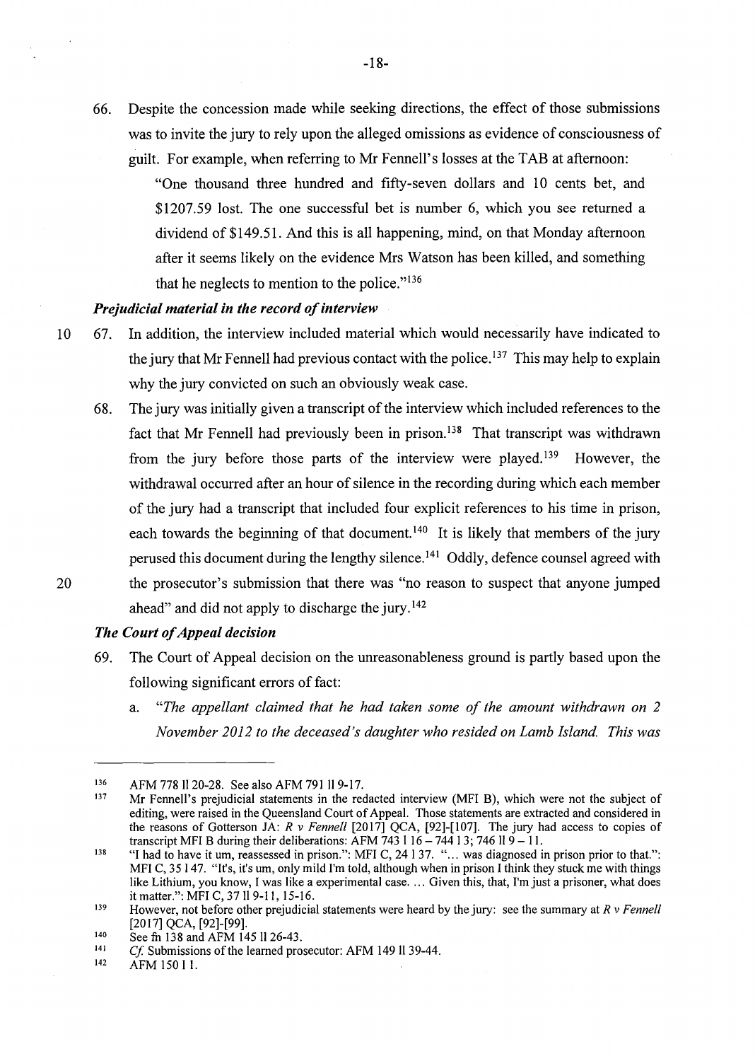66. Despite the concession made while seeking directions, the effect of those submissions was to invite the jury to rely upon the alleged omissions as evidence of consciousness of guilt. For example, when referring to Mr Fennell's losses at the TAB at afternoon:

 "One thousand three hundred and fifty-seven dollars and 10 cents bet, and $1207.59 lost. The one successful bet is number 6, which you see returned a dividend of $149.51. And this is all happening, mind, on that Monday afternoon after it seems likely on the evidence Mrs Watson has been killed, and something that he neglects to mention to the police."[136]

### *Prejudicial material in the record of interview*

67. In addition, the interview included material which would necessarily have indicated to the jury that Mr Fennell had previous contact with the police.[137] This may help to explain why the jury convicted on such an obviously weak case.

68. The jury was initially given a transcript of the interview which included references to the fact that Mr Fennell had previously been in prison.[138] That transcript was withdrawn from the jury before those parts of the interview were played.[139] However, the withdrawal occurred after an hour of silence in the recording during which each member of the jury had a transcript that included four explicit references to his time in prison, each towards the beginning of that document.[140] It is likely that members of the jury perused this document during the lengthy silence.[141] Oddly, defence counsel agreed with the prosecutor's submission that there was "no reason to suspect that anyone jumped ahead" and did not apply to discharge the jury.[142]

### *The Court of Appeal decision*

69. The Court of Appeal decision on the unreasonableness ground is partly based upon the following significant errors of fact:

 a. *"The appellant claimed that he had taken some of the amount withdrawn on 2 November 2012 to the deceased's daughter who resided on Lamb Island. This was*

---

[136] AFM 778 ll 20-28. See also AFM 791 ll 9-17.

[137] Mr Fennell's prejudicial statements in the redacted interview (MFI B), which were not the subject of editing, were raised in the Queensland Court of Appeal. Those statements are extracted and considered in the reasons of Gotterson JA: *R v Fennell* [2017] QCA, [92]-[107]. The jury had access to copies of transcript MFI B during their deliberations: AFM 743 l 16 – 744 l 3; 746 ll 9 – 11.

[138] "I had to have it um, reassessed in prison.": MFI C, 24 l 37. "... was diagnosed in prison prior to that.": MFI C, 35 l 47. "It's, it's um, only mild I'm told, although when in prison I think they stuck me with things like Lithium, you know, I was like a experimental case. ... Given this, that, I'm just a prisoner, what does it matter.": MFI C, 37 ll 9-11, 15-16.

[139] However, not before other prejudicial statements were heard by the jury: see the summary at *R v Fennell* [2017] QCA, [92]-[99].

[140] See fn 138 and AFM 145 ll 26-43.

[141] *Cf.* Submissions of the learned prosecutor: AFM 149 ll 39-44.

[142] AFM 150 l 1.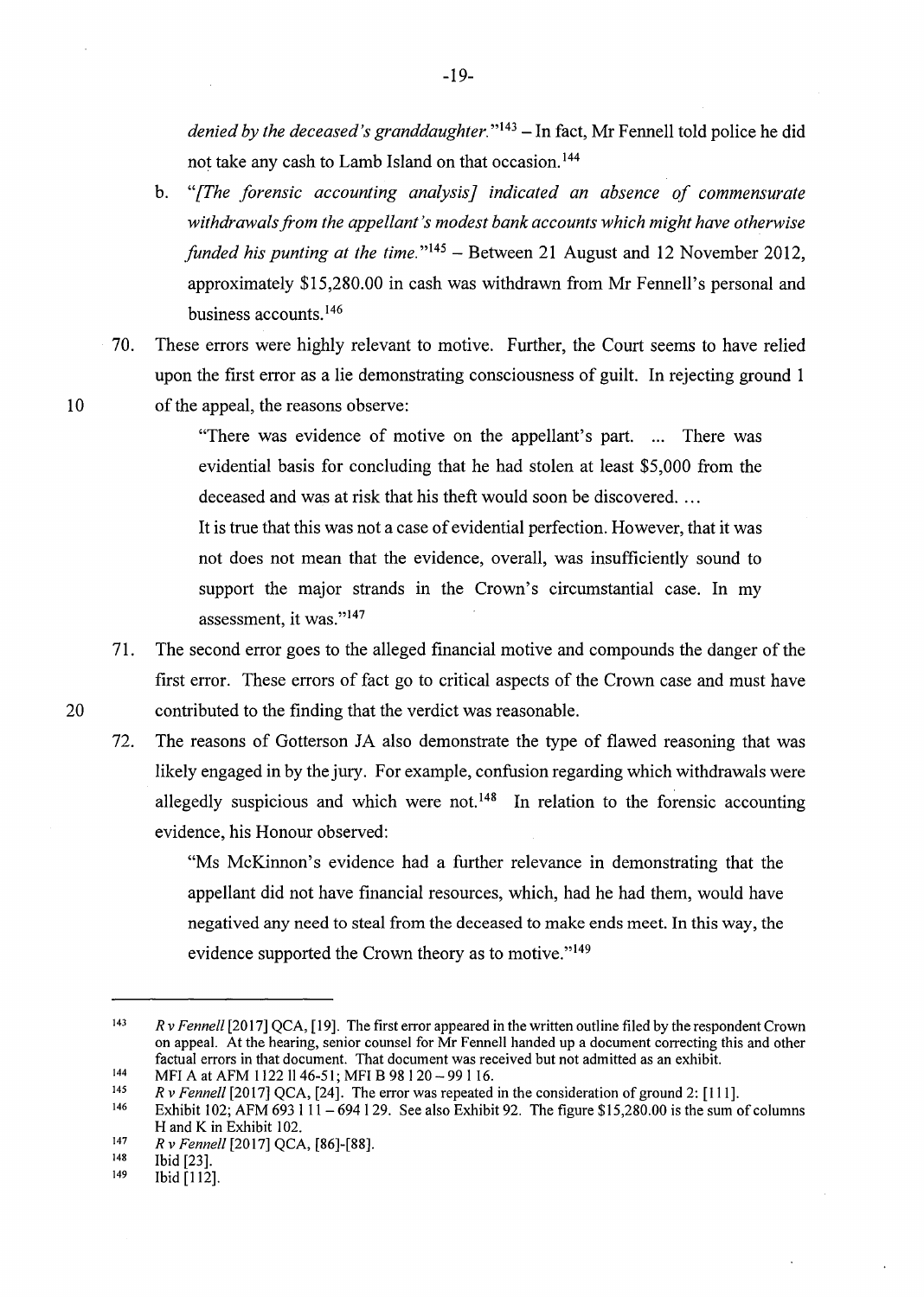*denied by the deceased's granddaughter.*"[143] – In fact, Mr Fennell told police he did not take any cash to Lamb Island on that occasion.[144]

b. "*[The forensic accounting analysis] indicated an absence of commensurate withdrawals from the appellant's modest bank accounts which might have otherwise funded his punting at the time.*"[145] – Between 21 August and 12 November 2012, approximately $15,280.00 in cash was withdrawn from Mr Fennell's personal and business accounts.[146]

70. These errors were highly relevant to motive. Further, the Court seems to have relied upon the first error as a lie demonstrating consciousness of guilt. In rejecting ground 1 of the appeal, the reasons observe:

> "There was evidence of motive on the appellant's part. ... There was evidential basis for concluding that he had stolen at least $5,000 from the deceased and was at risk that his theft would soon be discovered. ...
>
> It is true that this was not a case of evidential perfection. However, that it was not does not mean that the evidence, overall, was insufficiently sound to support the major strands in the Crown's circumstantial case. In my assessment, it was."[147]

71. The second error goes to the alleged financial motive and compounds the danger of the first error. These errors of fact go to critical aspects of the Crown case and must have contributed to the finding that the verdict was reasonable.

72. The reasons of Gotterson JA also demonstrate the type of flawed reasoning that was likely engaged in by the jury. For example, confusion regarding which withdrawals were allegedly suspicious and which were not.[148] In relation to the forensic accounting evidence, his Honour observed:

> "Ms McKinnon's evidence had a further relevance in demonstrating that the appellant did not have financial resources, which, had he had them, would have negatived any need to steal from the deceased to make ends meet. In this way, the evidence supported the Crown theory as to motive."[149]

---

143 *R v Fennell* [2017] QCA, [19]. The first error appeared in the written outline filed by the respondent Crown on appeal. At the hearing, senior counsel for Mr Fennell handed up a document correcting this and other factual errors in that document. That document was received but not admitted as an exhibit.

144 MFI A at AFM 1122 ll 46-51; MFI B 98 l 20 – 99 l 16.

145 *R v Fennell* [2017] QCA, [24]. The error was repeated in the consideration of ground 2: [111].

146 Exhibit 102; AFM 693 l 11 – 694 l 29. See also Exhibit 92. The figure $15,280.00 is the sum of columns H and K in Exhibit 102.

147 *R v Fennell* [2017] QCA, [86]-[88].

148 Ibid [23].

149 Ibid [112].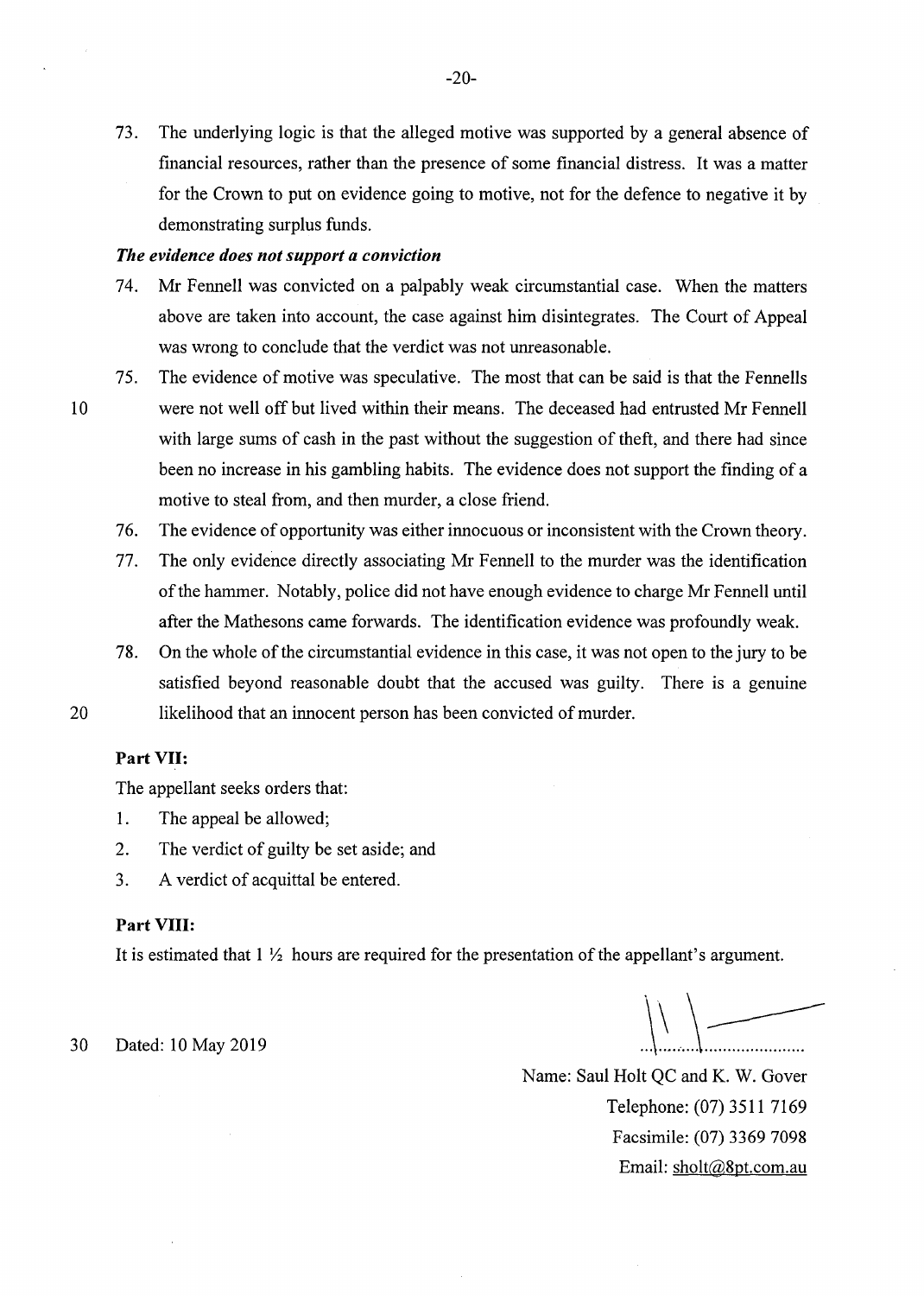73. The underlying logic is that the alleged motive was supported by a general absence of financial resources, rather than the presence of some financial distress. It was a matter for the Crown to put on evidence going to motive, not for the defence to negative it by demonstrating surplus funds.

***The evidence does not support a conviction***

74. Mr Fennell was convicted on a palpably weak circumstantial case. When the matters above are taken into account, the case against him disintegrates. The Court of Appeal was wrong to conclude that the verdict was not unreasonable.

75. The evidence of motive was speculative. The most that can be said is that the Fennells were not well off but lived within their means. The deceased had entrusted Mr Fennell with large sums of cash in the past without the suggestion of theft, and there had since been no increase in his gambling habits. The evidence does not support the finding of a motive to steal from, and then murder, a close friend.

76. The evidence of opportunity was either innocuous or inconsistent with the Crown theory.

77. The only evidence directly associating Mr Fennell to the murder was the identification of the hammer. Notably, police did not have enough evidence to charge Mr Fennell until after the Mathesons came forwards. The identification evidence was profoundly weak.

78. On the whole of the circumstantial evidence in this case, it was not open to the jury to be satisfied beyond reasonable doubt that the accused was guilty. There is a genuine likelihood that an innocent person has been convicted of murder.

**Part VII:**

The appellant seeks orders that:

1. The appeal be allowed;
2. The verdict of guilty be set aside; and
3. A verdict of acquittal be entered.

**Part VIII:**

It is estimated that 1 ½ hours are required for the presentation of the appellant's argument.

Dated: 10 May 2019

Name: Saul Holt QC and K. W. Gover
Telephone: (07) 3511 7169
Facsimile: (07) 3369 7098
Email: sholt@8pt.com.au